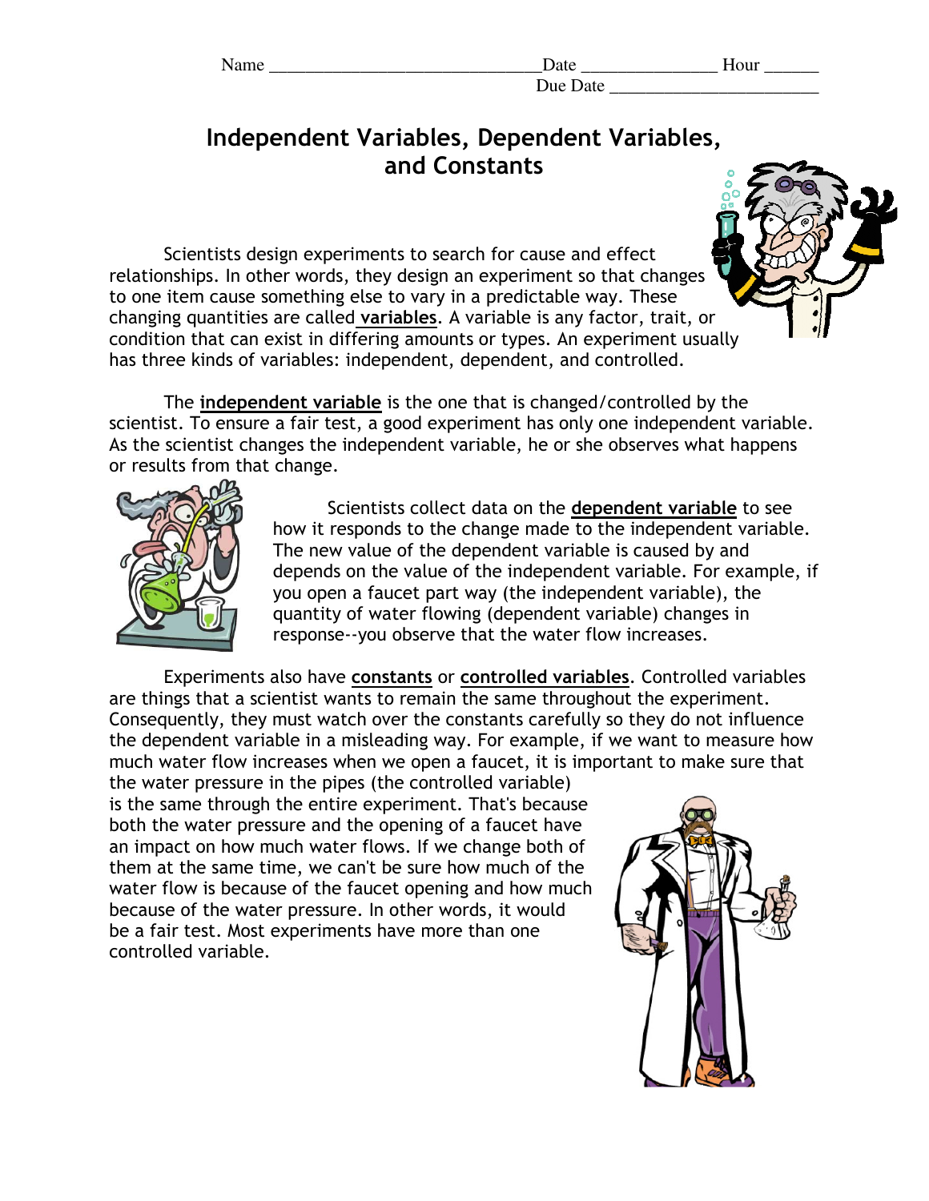Name ______________________________ Date ______________ Hour ______
Due Date ______________________

# Independent Variables, Dependent Variables, and Constants

Scientists design experiments to search for cause and effect relationships. In other words, they design an experiment so that changes to one item cause something else to vary in a predictable way. These changing quantities are called **variables**. A variable is any factor, trait, or condition that can exist in differing amounts or types. An experiment usually has three kinds of variables: independent, dependent, and controlled.

The **independent variable** is the one that is changed/controlled by the scientist. To ensure a fair test, a good experiment has only one independent variable. As the scientist changes the independent variable, he or she observes what happens or results from that change.

Scientists collect data on the **dependent variable** to see how it responds to the change made to the independent variable. The new value of the dependent variable is caused by and depends on the value of the independent variable. For example, if you open a faucet part way (the independent variable), the quantity of water flowing (dependent variable) changes in response--you observe that the water flow increases.

Experiments also have **constants** or **controlled variables**. Controlled variables are things that a scientist wants to remain the same throughout the experiment. Consequently, they must watch over the constants carefully so they do not influence the dependent variable in a misleading way. For example, if we want to measure how much water flow increases when we open a faucet, it is important to make sure that the water pressure in the pipes (the controlled variable) is the same through the entire experiment. That's because both the water pressure and the opening of a faucet have an impact on how much water flows. If we change both of them at the same time, we can't be sure how much of the water flow is because of the faucet opening and how much because of the water pressure. In other words, it would be a fair test. Most experiments have more than one controlled variable.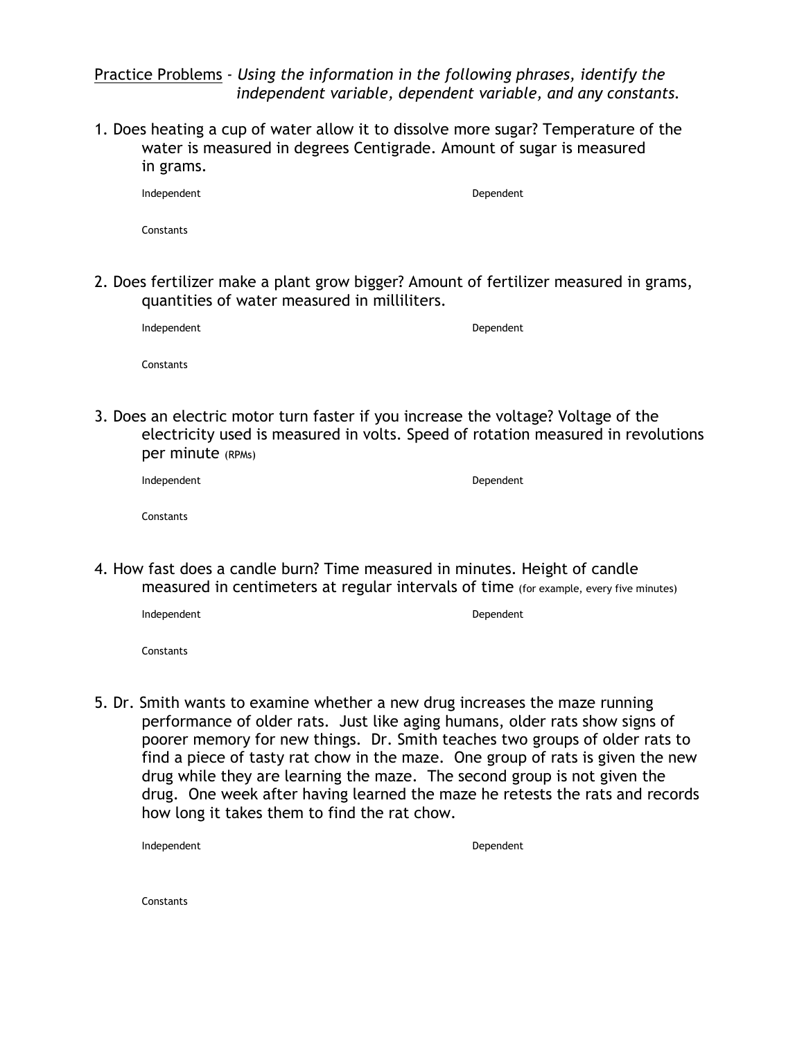<u>Practice Problems</u> - *Using the information in the following phrases, identify the independent variable, dependent variable, and any constants.*

1. Does heating a cup of water allow it to dissolve more sugar? Temperature of the water is measured in degrees Centigrade. Amount of sugar is measured in grams.

   Independent Dependent

   Constants

2. Does fertilizer make a plant grow bigger? Amount of fertilizer measured in grams, quantities of water measured in milliliters.

   Independent Dependent

   Constants

3. Does an electric motor turn faster if you increase the voltage? Voltage of the electricity used is measured in volts. Speed of rotation measured in revolutions per minute (RPMs)

   Independent Dependent

   Constants

4. How fast does a candle burn? Time measured in minutes. Height of candle measured in centimeters at regular intervals of time (for example, every five minutes)

   Independent Dependent

   Constants

5. Dr. Smith wants to examine whether a new drug increases the maze running performance of older rats. Just like aging humans, older rats show signs of poorer memory for new things. Dr. Smith teaches two groups of older rats to find a piece of tasty rat chow in the maze. One group of rats is given the new drug while they are learning the maze. The second group is not given the drug. One week after having learned the maze he retests the rats and records how long it takes them to find the rat chow.

   Independent Dependent

   Constants